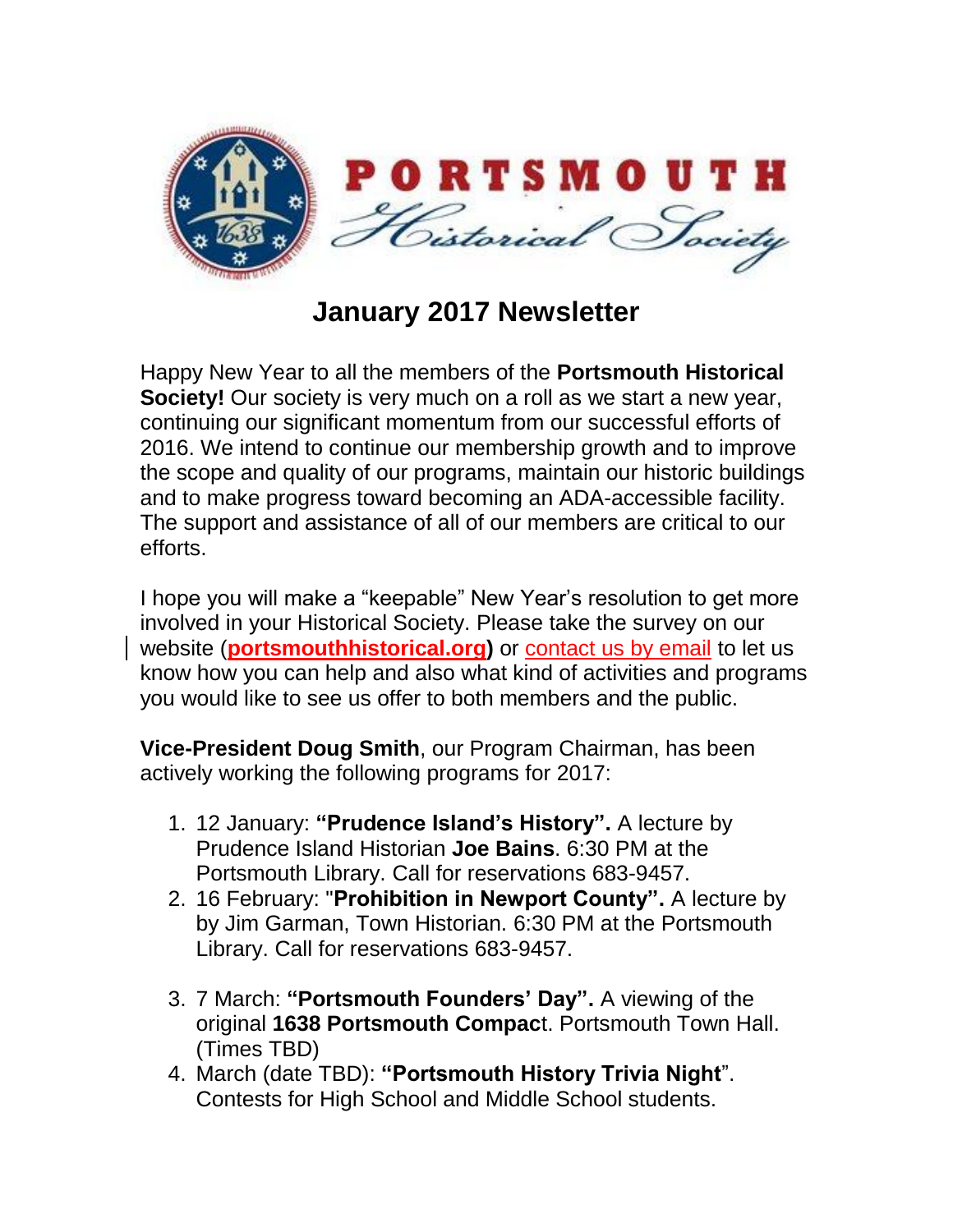# PORTSMOUTH Historical Society

## January 2017 Newsletter

Happy New Year to all the members of the **Portsmouth Historical Society!** Our society is very much on a roll as we start a new year, continuing our significant momentum from our successful efforts of 2016. We intend to continue our membership growth and to improve the scope and quality of our programs, maintain our historic buildings and to make progress toward becoming an ADA-accessible facility. The support and assistance of all of our members are critical to our efforts.

I hope you will make a "keepable" New Year's resolution to get more involved in your Historical Society. Please take the survey on our website (**portsmouthhistorical.org)** or contact us by email to let us know how you can help and also what kind of activities and programs you would like to see us offer to both members and the public.

**Vice-President Doug Smith**, our Program Chairman, has been actively working the following programs for 2017:

1. 12 January: **"Prudence Island's History".** A lecture by Prudence Island Historian **Joe Bains**. 6:30 PM at the Portsmouth Library. Call for reservations 683-9457.
2. 16 February: "**Prohibition in Newport County".** A lecture by by Jim Garman, Town Historian. 6:30 PM at the Portsmouth Library. Call for reservations 683-9457.
3. 7 March: **"Portsmouth Founders' Day".** A viewing of the original **1638 Portsmouth Compac**t. Portsmouth Town Hall. (Times TBD)
4. March (date TBD): **"Portsmouth History Trivia Night**". Contests for High School and Middle School students.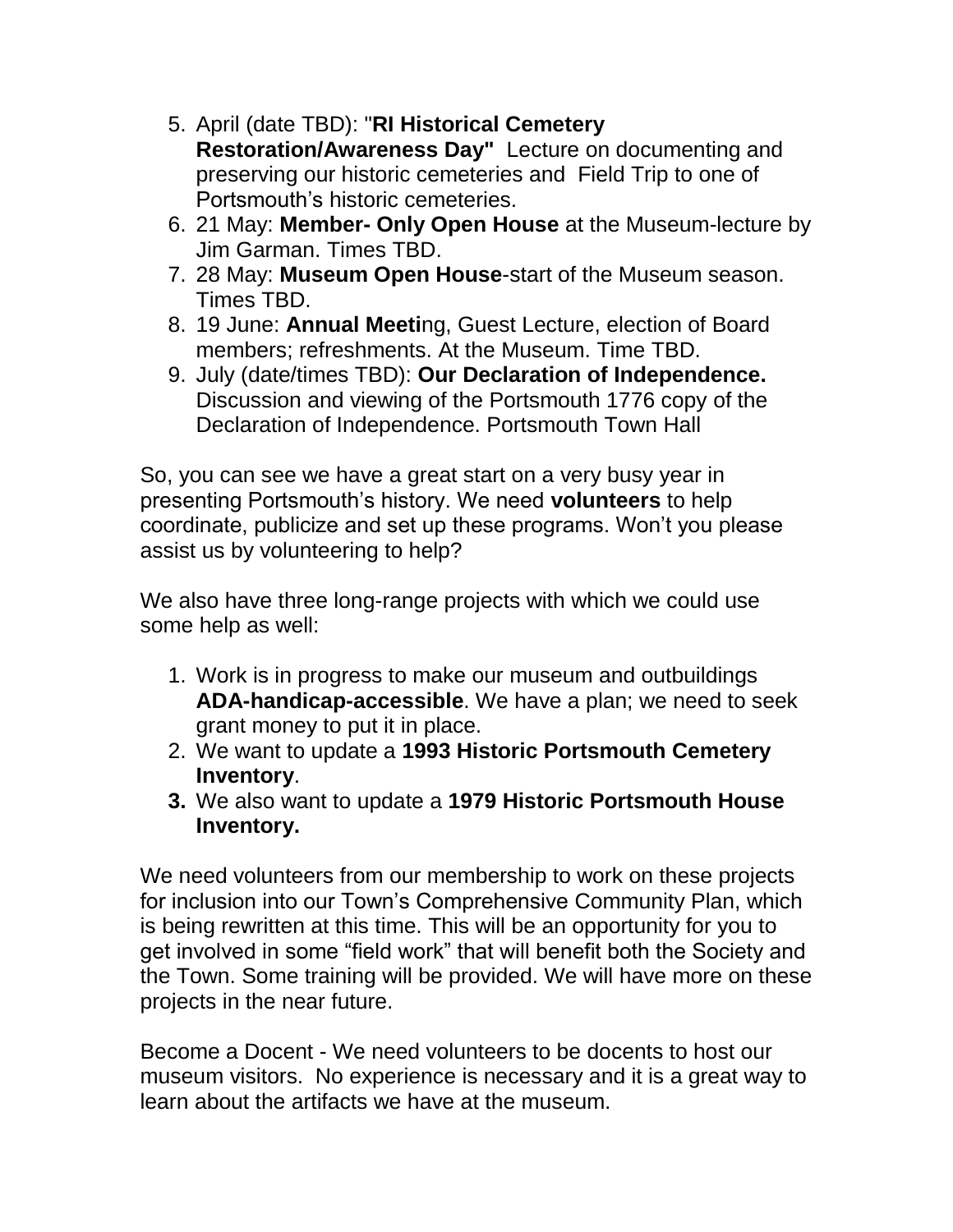5. April (date TBD): "**RI Historical Cemetery Restoration/Awareness Day"** Lecture on documenting and preserving our historic cemeteries and Field Trip to one of Portsmouth's historic cemeteries.
6. 21 May: **Member- Only Open House** at the Museum-lecture by Jim Garman. Times TBD.
7. 28 May: **Museum Open House**-start of the Museum season. Times TBD.
8. 19 June: **Annual Meeti**ng, Guest Lecture, election of Board members; refreshments. At the Museum. Time TBD.
9. July (date/times TBD): **Our Declaration of Independence.** Discussion and viewing of the Portsmouth 1776 copy of the Declaration of Independence. Portsmouth Town Hall

So, you can see we have a great start on a very busy year in presenting Portsmouth's history. We need **volunteers** to help coordinate, publicize and set up these programs. Won't you please assist us by volunteering to help?

We also have three long-range projects with which we could use some help as well:

1. Work is in progress to make our museum and outbuildings **ADA-handicap-accessible**. We have a plan; we need to seek grant money to put it in place.
2. We want to update a **1993 Historic Portsmouth Cemetery Inventory**.
3. We also want to update a **1979 Historic Portsmouth House Inventory.**

We need volunteers from our membership to work on these projects for inclusion into our Town's Comprehensive Community Plan, which is being rewritten at this time. This will be an opportunity for you to get involved in some "field work" that will benefit both the Society and the Town. Some training will be provided. We will have more on these projects in the near future.

Become a Docent - We need volunteers to be docents to host our museum visitors. No experience is necessary and it is a great way to learn about the artifacts we have at the museum.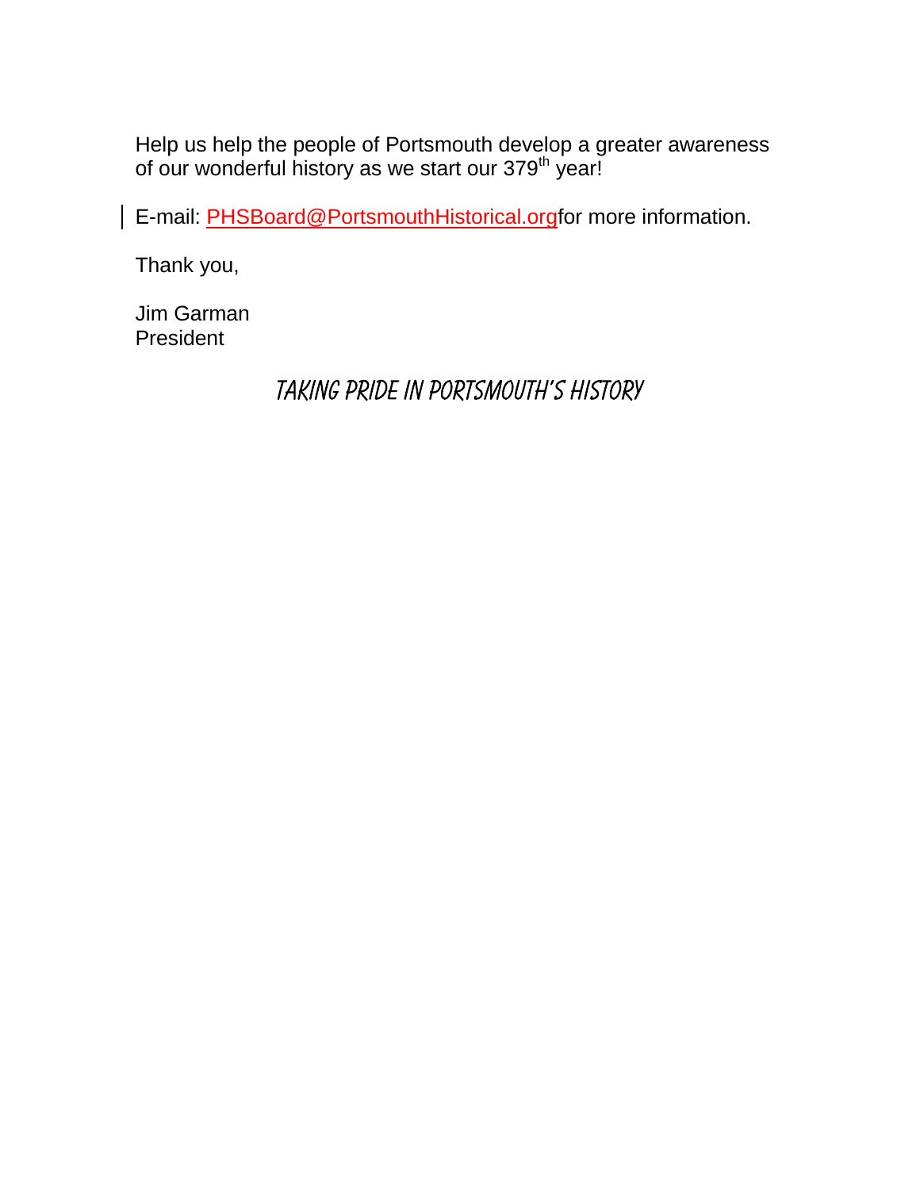Help us help the people of Portsmouth develop a greater awareness of our wonderful history as we start our 379th year!

E-mail: PHSBoard@PortsmouthHistorical.orgfor more information.

Thank you,

Jim Garman
President

TAKING PRIDE IN PORTSMOUTH'S HISTORY